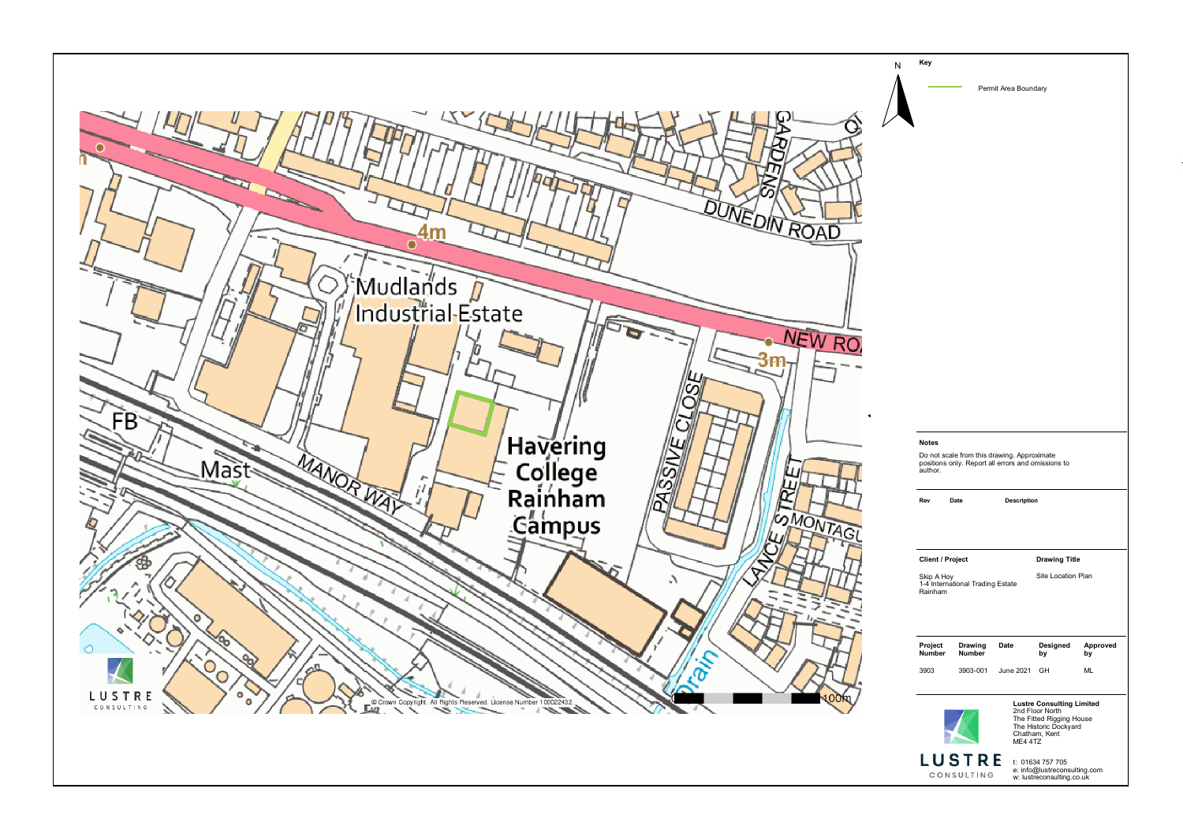N

**Key**

Permit Area Boundary

Mudlands Industrial Estate

Havering College Rainham Campus

DUNEDIN ROAD

NEW ROAD

GARDENS

PASSIVE CLOSE

LANCE STREET

MONTAGU

MANOR WAY

FB

Mast

Drain

4m

3m

100m

© Crown Copyright. All Rights Reserved. License Number 100022432.

LUSTRE CONSULTING

**Notes**

Do not scale from this drawing. Approximate positions only. Report all errors and omissions to author.

| Rev | Date | Description |
|---|---|---|
| | | |

| Client / Project | Drawing Title |
|---|---|
| Skip A Hoy<br>1-4 International Trading Estate<br>Rainham | Site Location Plan |

| Project Number | Drawing Number | Date | Designed by | Approved by |
|---|---|---|---|---|
| 3903 | 3903-001 | June 2021 | GH | ML |

**Lustre Consulting Limited**
2nd Floor North
The Fitted Rigging House
The Historic Dockyard
Chatham, Kent
ME4 4TZ

t: 01634 757 705
e: info@lustreconsulting.com
w: lustreconsulting.co.uk

LUSTRE CONSULTING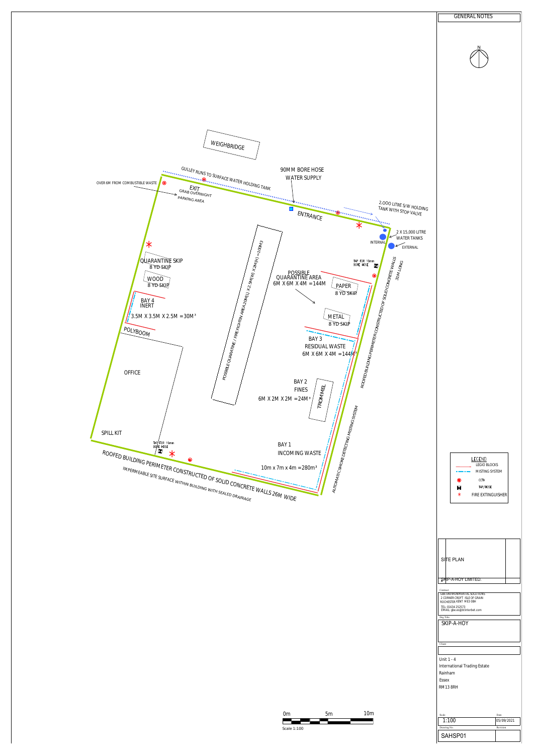GENERAL NOTES

N

WEIGHBRIDGE

GULLEY RUNS TO SURFACE WATER HOLDING TANK

90MM BORE HOSE WATER SUPPLY

OVER 6M FROM COMBUSTIBLE WASTE

EXIT

GRAB OVERNIGHT PARKING AREA

ENTRANCE

2,000 LITRE S/W HOLDING TANK WITH STOP VALVE

2 X 15,000 LITRE WATER TANKS

INTERNAL

EXTERNAL

QUARANTINE SKIP 8 YD SKIP

WOOD 8 YD SKIP

BAY 4 INERT

3.5M X 3.5M X 2.5M =30M³

POLYBOOM

OFFICE

SPILL KIT

TAP FOR 19mm BORE HOSE

POSSIBLE QUARATINE / FIRE FIGHTIN AREA 20M(L) X 2.5M(W) X 2M(H) =100M3

POSSIBLE QUARANTINE AREA 6M X 6M X 4M =144M

TAP FOR 19mm BORE HOSE

PAPER 8 YD SKIP

METAL 8 YD SKIP

BAY 3 RESIDUAL WASTE 6M X 6M X 4M =144M³

BAY 2 FINES 6M X 2M X 2M =24M³

TROMMEL

BAY 1 INCOMING WASTE 10m x 7m x 4m =280m³

31M LONG

ROOFED BUILDING PERIMETER CONSTRUCTED OF SOLID CONCRETE WALLS

AUTOMATIC SMOKE DETECTING MISTING SYSTEM

ROOFED BUILDING PERIMETER CONSTRUCTED OF SOLID CONCRETE WALLS 26M WIDE

IMPERMEABLE SITE SURFACE WITHIN BUILDING WITH SEALED DRAINAGE

LEGEND

- LEGIO BLOCKS
- MISTING SYSTEM
- CCTV
- TAP/HOSE
- FIRE EXTINGUISHER

0m 5m 10m

Scale 1:100

SITE PLAN

SKIP-A-HOY LIMITED.

Contract

GBE ENVIRONMENTAL SOLUTIONS
2 CORNER CROFT ISLE OF GRAIN
ROCHESTER KENT ME3 0BH
TEL: 01634 252573
EMAIL: gbe.es@btinternet.com

Dwg Title

SKIP-A-HOY

Client

Unit 1 - 4
International Trading Estate
Rainham
Essex
RM13 8RH

| Scale | Date |
|---|---|
| 1:100 | 05/09/2021 |
| Drawing No. | Revision |
| SAHSP01 | |